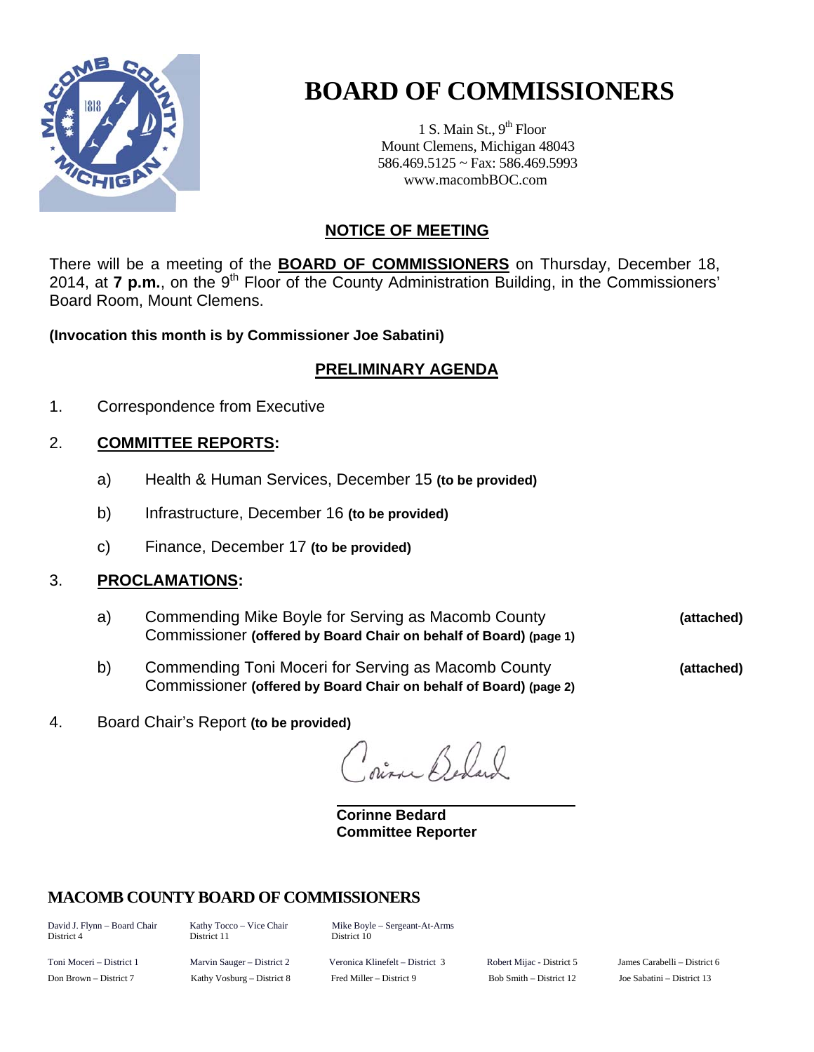# BOARD OF COMMISSIONERS

1 S. Main St., 9th Floor
Mount Clemens, Michigan 48043
586.469.5125 ~ Fax: 586.469.5993
www.macombBOC.com

## NOTICE OF MEETING

There will be a meeting of the **BOARD OF COMMISSIONERS** on Thursday, December 18, 2014, at **7 p.m.**, on the 9th Floor of the County Administration Building, in the Commissioners' Board Room, Mount Clemens.

**(Invocation this month is by Commissioner Joe Sabatini)**

## PRELIMINARY AGENDA

1. Correspondence from Executive

2. **COMMITTEE REPORTS:**

   a) Health & Human Services, December 15 **(to be provided)**

   b) Infrastructure, December 16 **(to be provided)**

   c) Finance, December 17 **(to be provided)**

3. **PROCLAMATIONS:**

   a) Commending Mike Boyle for Serving as Macomb County Commissioner **(offered by Board Chair on behalf of Board) (page 1)** **(attached)**

   b) Commending Toni Moceri for Serving as Macomb County Commissioner **(offered by Board Chair on behalf of Board) (page 2)** **(attached)**

4. Board Chair's Report **(to be provided)**

Corinne Bedard

**Corinne Bedard**
**Committee Reporter**

## MACOMB COUNTY BOARD OF COMMISSIONERS

| | | | | |
|---|---|---|---|---|
| David J. Flynn – Board Chair District 4 | Kathy Tocco – Vice Chair District 11 | Mike Boyle – Sergeant-At-Arms District 10 | | |
| Toni Moceri – District 1 | Marvin Sauger – District 2 | Veronica Klinefelt – District 3 | Robert Mijac - District 5 | James Carabelli – District 6 |
| Don Brown – District 7 | Kathy Vosburg – District 8 | Fred Miller – District 9 | Bob Smith – District 12 | Joe Sabatini – District 13 |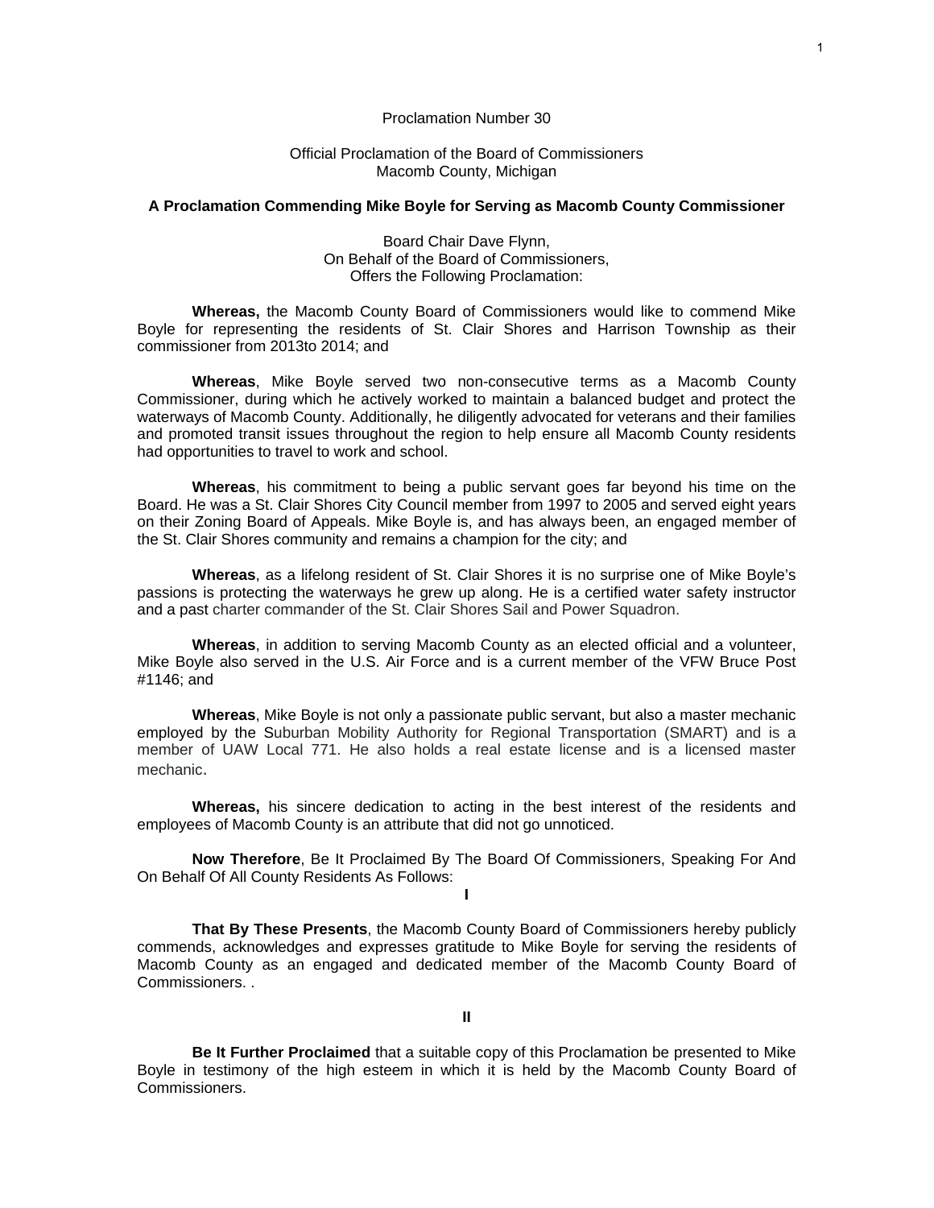Proclamation Number 30

Official Proclamation of the Board of Commissioners
Macomb County, Michigan

**A Proclamation Commending Mike Boyle for Serving as Macomb County Commissioner**

Board Chair Dave Flynn,
On Behalf of the Board of Commissioners,
Offers the Following Proclamation:

**Whereas,** the Macomb County Board of Commissioners would like to commend Mike Boyle for representing the residents of St. Clair Shores and Harrison Township as their commissioner from 2013to 2014; and

**Whereas**, Mike Boyle served two non-consecutive terms as a Macomb County Commissioner, during which he actively worked to maintain a balanced budget and protect the waterways of Macomb County. Additionally, he diligently advocated for veterans and their families and promoted transit issues throughout the region to help ensure all Macomb County residents had opportunities to travel to work and school.

**Whereas**, his commitment to being a public servant goes far beyond his time on the Board. He was a St. Clair Shores City Council member from 1997 to 2005 and served eight years on their Zoning Board of Appeals. Mike Boyle is, and has always been, an engaged member of the St. Clair Shores community and remains a champion for the city; and

**Whereas**, as a lifelong resident of St. Clair Shores it is no surprise one of Mike Boyle's passions is protecting the waterways he grew up along. He is a certified water safety instructor and a past charter commander of the St. Clair Shores Sail and Power Squadron.

**Whereas**, in addition to serving Macomb County as an elected official and a volunteer, Mike Boyle also served in the U.S. Air Force and is a current member of the VFW Bruce Post #1146; and

**Whereas**, Mike Boyle is not only a passionate public servant, but also a master mechanic employed by the Suburban Mobility Authority for Regional Transportation (SMART) and is a member of UAW Local 771. He also holds a real estate license and is a licensed master mechanic.

**Whereas,** his sincere dedication to acting in the best interest of the residents and employees of Macomb County is an attribute that did not go unnoticed.

**Now Therefore**, Be It Proclaimed By The Board Of Commissioners, Speaking For And On Behalf Of All County Residents As Follows:

**I**

**That By These Presents**, the Macomb County Board of Commissioners hereby publicly commends, acknowledges and expresses gratitude to Mike Boyle for serving the residents of Macomb County as an engaged and dedicated member of the Macomb County Board of Commissioners. .

**II**

**Be It Further Proclaimed** that a suitable copy of this Proclamation be presented to Mike Boyle in testimony of the high esteem in which it is held by the Macomb County Board of Commissioners.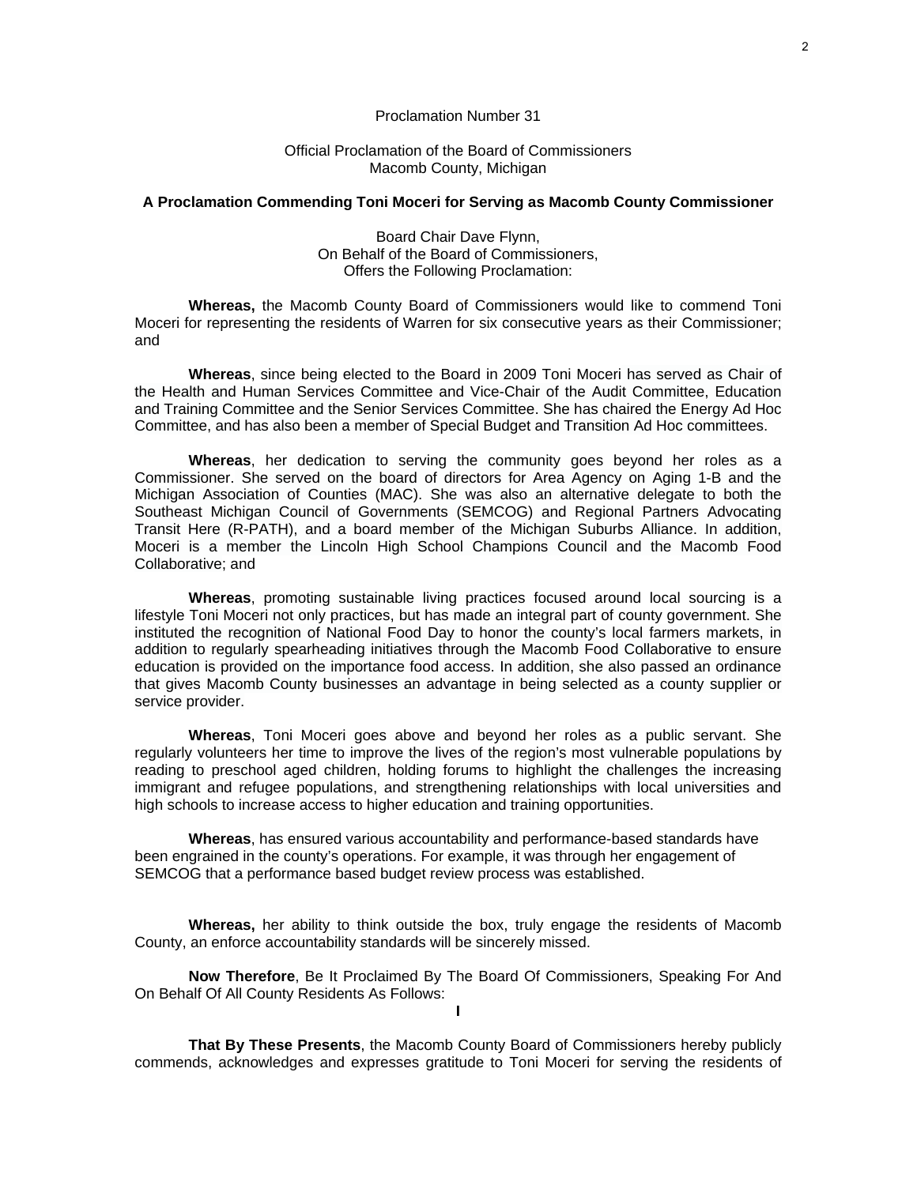Proclamation Number 31

Official Proclamation of the Board of Commissioners
Macomb County, Michigan

**A Proclamation Commending Toni Moceri for Serving as Macomb County Commissioner**

Board Chair Dave Flynn,
On Behalf of the Board of Commissioners,
Offers the Following Proclamation:

**Whereas,** the Macomb County Board of Commissioners would like to commend Toni Moceri for representing the residents of Warren for six consecutive years as their Commissioner; and

**Whereas**, since being elected to the Board in 2009 Toni Moceri has served as Chair of the Health and Human Services Committee and Vice-Chair of the Audit Committee, Education and Training Committee and the Senior Services Committee. She has chaired the Energy Ad Hoc Committee, and has also been a member of Special Budget and Transition Ad Hoc committees.

**Whereas**, her dedication to serving the community goes beyond her roles as a Commissioner. She served on the board of directors for Area Agency on Aging 1-B and the Michigan Association of Counties (MAC). She was also an alternative delegate to both the Southeast Michigan Council of Governments (SEMCOG) and Regional Partners Advocating Transit Here (R-PATH), and a board member of the Michigan Suburbs Alliance. In addition, Moceri is a member the Lincoln High School Champions Council and the Macomb Food Collaborative; and

**Whereas**, promoting sustainable living practices focused around local sourcing is a lifestyle Toni Moceri not only practices, but has made an integral part of county government. She instituted the recognition of National Food Day to honor the county's local farmers markets, in addition to regularly spearheading initiatives through the Macomb Food Collaborative to ensure education is provided on the importance food access. In addition, she also passed an ordinance that gives Macomb County businesses an advantage in being selected as a county supplier or service provider.

**Whereas**, Toni Moceri goes above and beyond her roles as a public servant. She regularly volunteers her time to improve the lives of the region's most vulnerable populations by reading to preschool aged children, holding forums to highlight the challenges the increasing immigrant and refugee populations, and strengthening relationships with local universities and high schools to increase access to higher education and training opportunities.

**Whereas**, has ensured various accountability and performance-based standards have been engrained in the county's operations. For example, it was through her engagement of SEMCOG that a performance based budget review process was established.

**Whereas,** her ability to think outside the box, truly engage the residents of Macomb County, an enforce accountability standards will be sincerely missed.

**Now Therefore**, Be It Proclaimed By The Board Of Commissioners, Speaking For And On Behalf Of All County Residents As Follows:

**I**

**That By These Presents**, the Macomb County Board of Commissioners hereby publicly commends, acknowledges and expresses gratitude to Toni Moceri for serving the residents of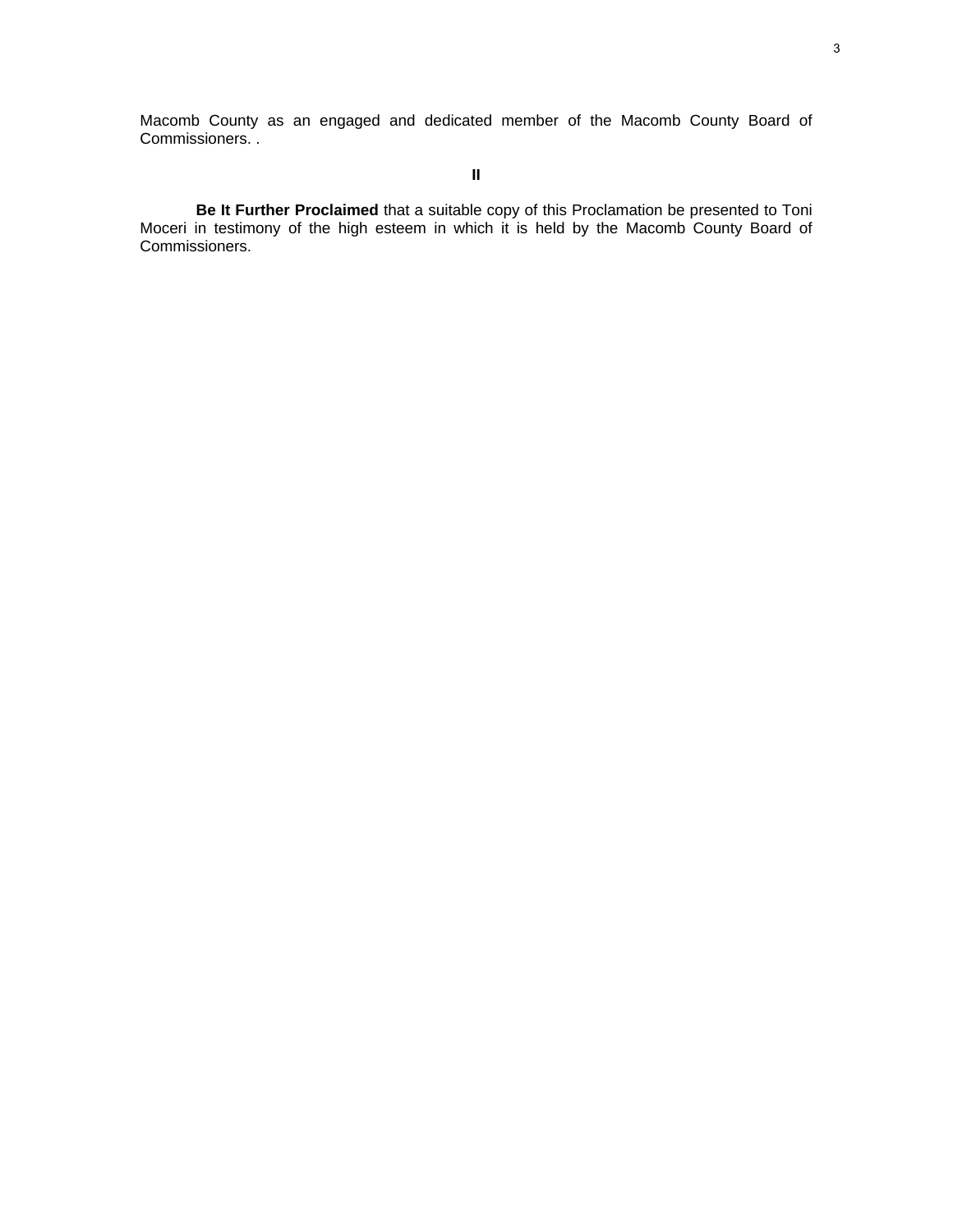Macomb County as an engaged and dedicated member of the Macomb County Board of Commissioners. .

**II**

**Be It Further Proclaimed** that a suitable copy of this Proclamation be presented to Toni Moceri in testimony of the high esteem in which it is held by the Macomb County Board of Commissioners.